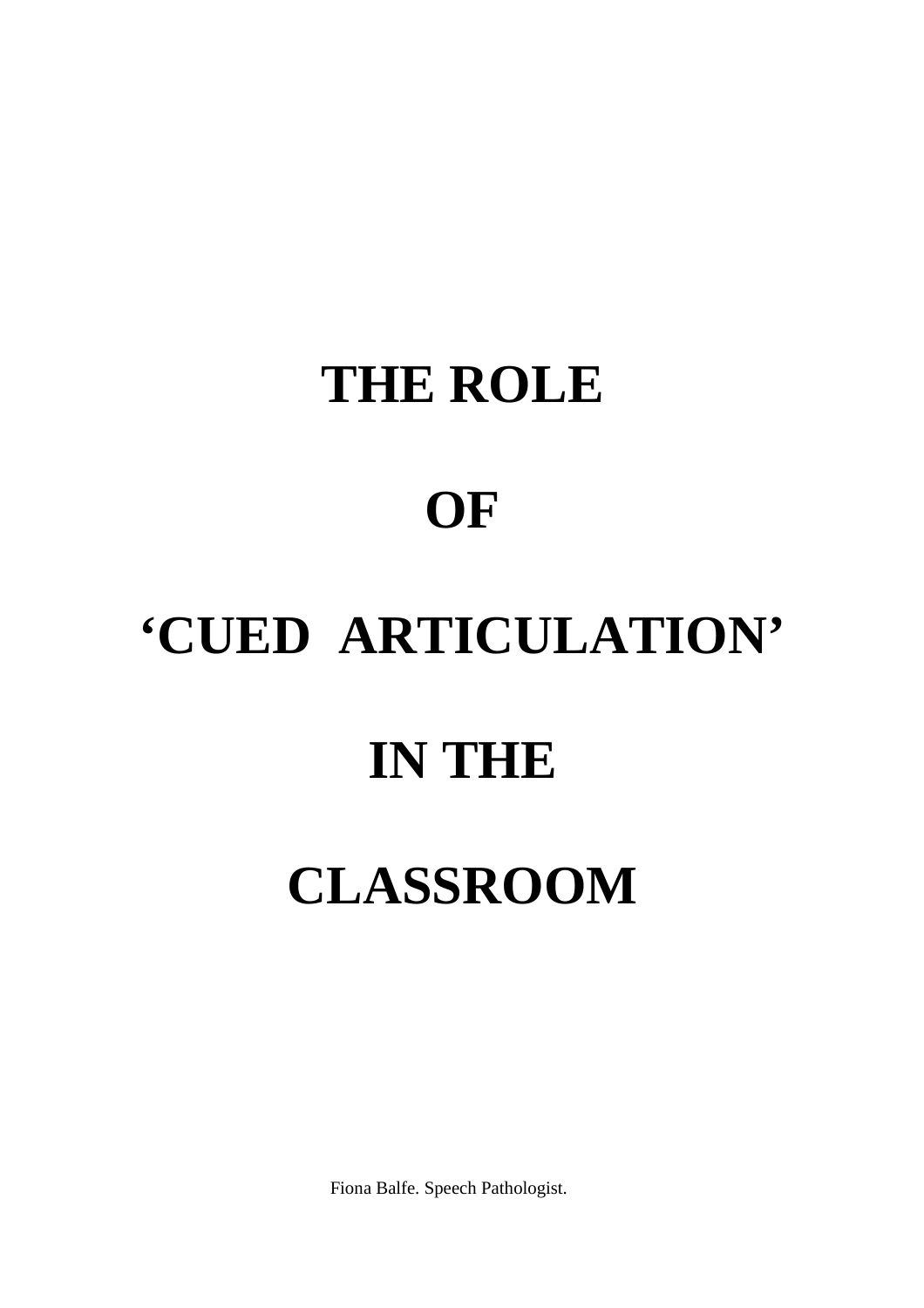# THE ROLE

# OF

# 'CUED  ARTICULATION'

# IN THE

# CLASSROOM

Fiona Balfe. Speech Pathologist.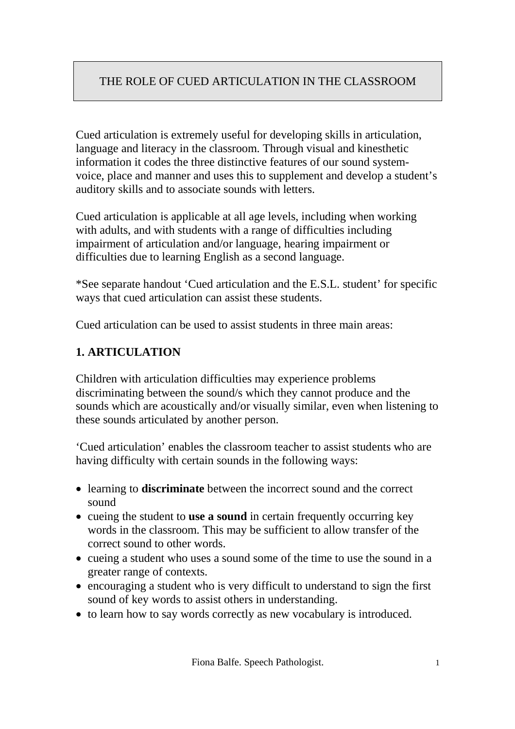# THE ROLE OF CUED ARTICULATION IN THE CLASSROOM

Cued articulation is extremely useful for developing skills in articulation, language and literacy in the classroom. Through visual and kinesthetic information it codes the three distinctive features of our sound system- voice, place and manner and uses this to supplement and develop a student's auditory skills and to associate sounds with letters.

Cued articulation is applicable at all age levels, including when working with adults, and with students with a range of difficulties including impairment of articulation and/or language, hearing impairment or difficulties due to learning English as a second language.

*See separate handout 'Cued articulation and the E.S.L. student' for specific ways that cued articulation can assist these students.

Cued articulation can be used to assist students in three main areas:

## 1. ARTICULATION

Children with articulation difficulties may experience problems discriminating between the sound/s which they cannot produce and the sounds which are acoustically and/or visually similar, even when listening to these sounds articulated by another person.

'Cued articulation' enables the classroom teacher to assist students who are having difficulty with certain sounds in the following ways:

- learning to **discriminate** between the incorrect sound and the correct sound
- cueing the student to **use a sound** in certain frequently occurring key words in the classroom. This may be sufficient to allow transfer of the correct sound to other words.
- cueing a student who uses a sound some of the time to use the sound in a greater range of contexts.
- encouraging a student who is very difficult to understand to sign the first sound of key words to assist others in understanding.
- to learn how to say words correctly as new vocabulary is introduced.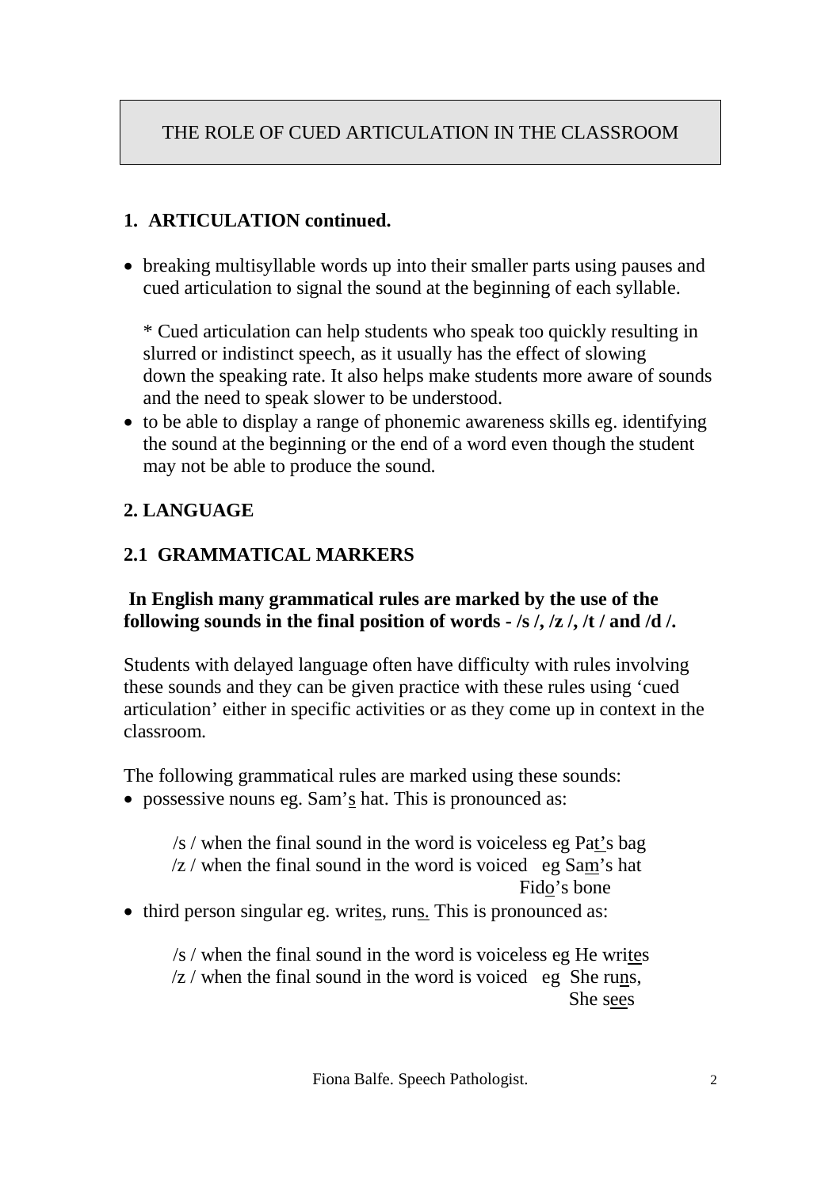THE ROLE OF CUED ARTICULATION IN THE CLASSROOM

## 1. ARTICULATION continued.

- breaking multisyllable words up into their smaller parts using pauses and cued articulation to signal the sound at the beginning of each syllable.

  * Cued articulation can help students who speak too quickly resulting in slurred or indistinct speech, as it usually has the effect of slowing down the speaking rate. It also helps make students more aware of sounds and the need to speak slower to be understood.
- to be able to display a range of phonemic awareness skills eg. identifying the sound at the beginning or the end of a word even though the student may not be able to produce the sound.

## 2. LANGUAGE

### 2.1 GRAMMATICAL MARKERS

**In English many grammatical rules are marked by the use of the following sounds in the final position of words - /s /, /z /, /t / and /d /.**

Students with delayed language often have difficulty with rules involving these sounds and they can be given practice with these rules using 'cued articulation' either in specific activities or as they come up in context in the classroom.

The following grammatical rules are marked using these sounds:

- possessive nouns eg. Sam's hat. This is pronounced as:

  /s / when the final sound in the word is voiceless eg Pat's bag
  /z / when the final sound in the word is voiced eg Sam's hat
  Fido's bone
- third person singular eg. writes, runs. This is pronounced as:

  /s / when the final sound in the word is voiceless eg He writes
  /z / when the final sound in the word is voiced eg She runs,
  She sees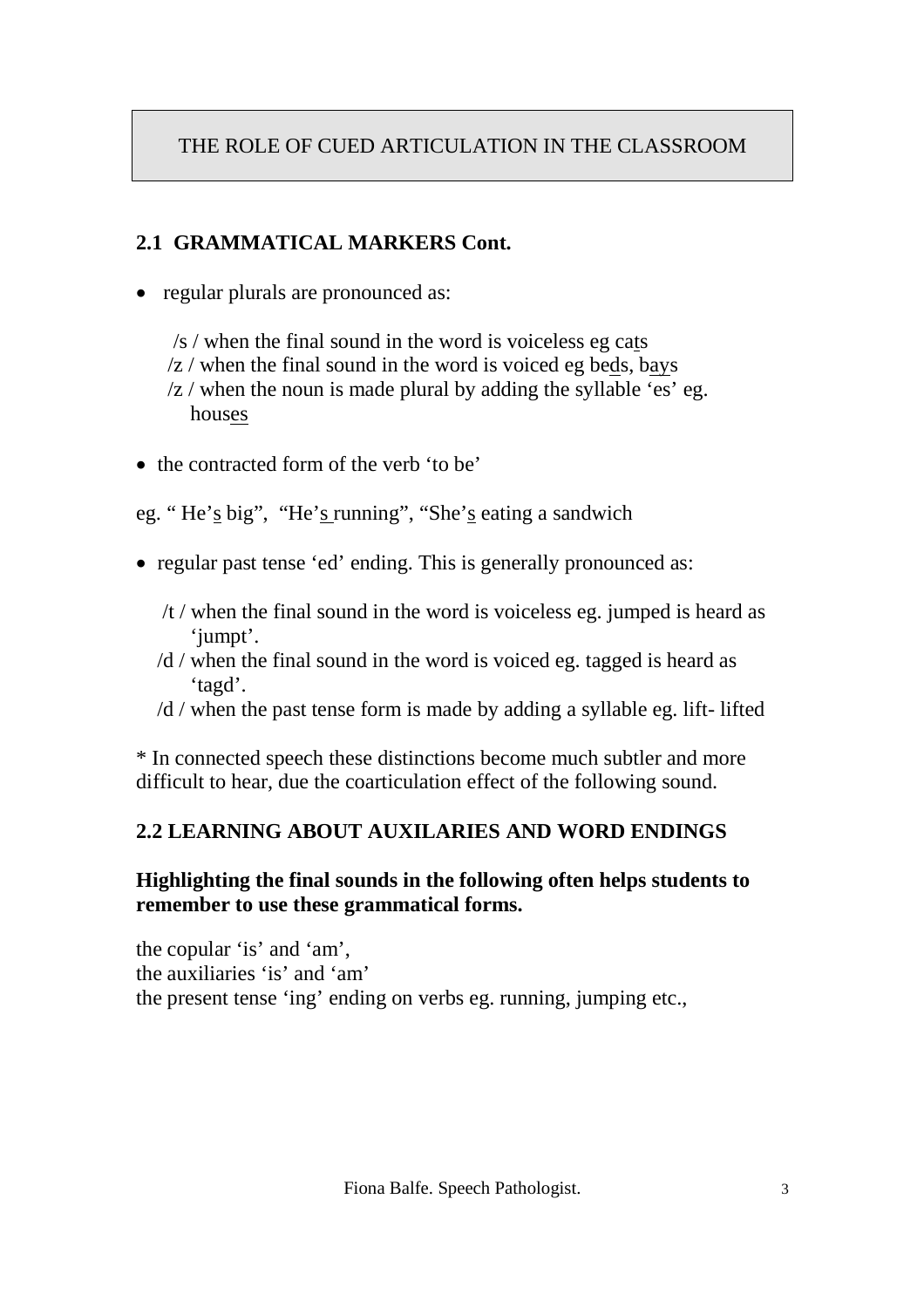# THE ROLE OF CUED ARTICULATION IN THE CLASSROOM

## 2.1 GRAMMATICAL MARKERS Cont.

- regular plurals are pronounced as:

  /s / when the final sound in the word is voiceless eg cats
  /z / when the final sound in the word is voiced eg beds, bays
  /z / when the noun is made plural by adding the syllable 'es' eg. houses

- the contracted form of the verb 'to be'

eg. " He's big", "He's running", "She's eating a sandwich

- regular past tense 'ed' ending. This is generally pronounced as:

  /t / when the final sound in the word is voiceless eg. jumped is heard as 'jumpt'.
  /d / when the final sound in the word is voiced eg. tagged is heard as 'tagd'.
  /d / when the past tense form is made by adding a syllable eg. lift- lifted

* In connected speech these distinctions become much subtler and more difficult to hear, due the coarticulation effect of the following sound.

## 2.2 LEARNING ABOUT AUXILARIES AND WORD ENDINGS

**Highlighting the final sounds in the following often helps students to remember to use these grammatical forms.**

the copular 'is' and 'am',
the auxiliaries 'is' and 'am'
the present tense 'ing' ending on verbs eg. running, jumping etc.,

Fiona Balfe. Speech Pathologist.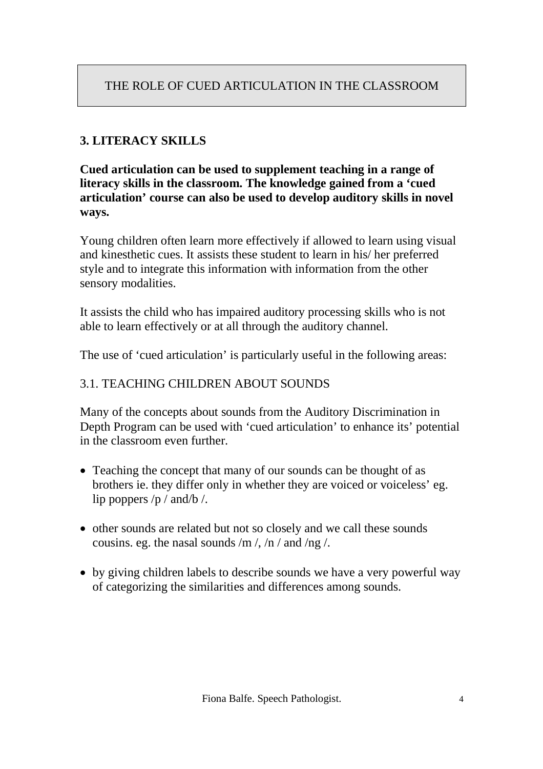THE ROLE OF CUED ARTICULATION IN THE CLASSROOM

## 3. LITERACY SKILLS

**Cued articulation can be used to supplement teaching in a range of literacy skills in the classroom. The knowledge gained from a 'cued articulation' course can also be used to develop auditory skills in novel ways.**

Young children often learn more effectively if allowed to learn using visual and kinesthetic cues. It assists these student to learn in his/ her preferred style and to integrate this information with information from the other sensory modalities.

It assists the child who has impaired auditory processing skills who is not able to learn effectively or at all through the auditory channel.

The use of 'cued articulation' is particularly useful in the following areas:

### 3.1. TEACHING CHILDREN ABOUT SOUNDS

Many of the concepts about sounds from the Auditory Discrimination in Depth Program can be used with 'cued articulation' to enhance its' potential in the classroom even further.

- Teaching the concept that many of our sounds can be thought of as brothers ie. they differ only in whether they are voiced or voiceless' eg. lip poppers /p / and/b /.
- other sounds are related but not so closely and we call these sounds cousins. eg. the nasal sounds /m /, /n / and /ng /.
- by giving children labels to describe sounds we have a very powerful way of categorizing the similarities and differences among sounds.

Fiona Balfe. Speech Pathologist.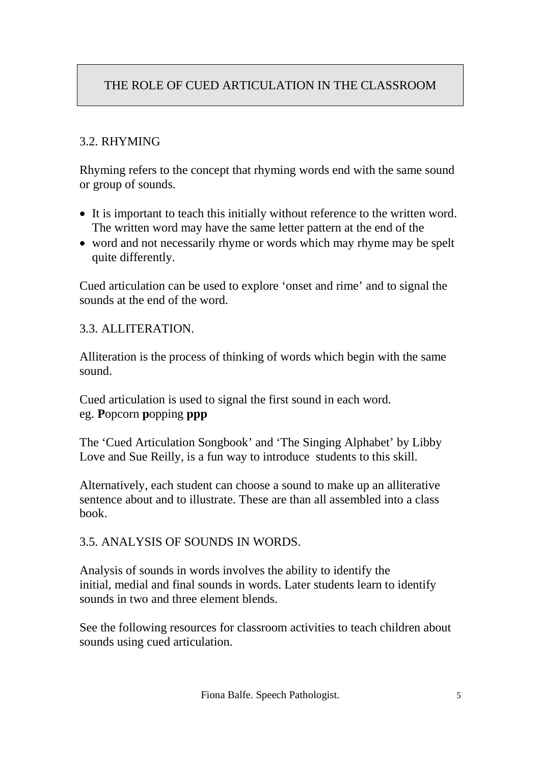## THE ROLE OF CUED ARTICULATION IN THE CLASSROOM

### 3.2. RHYMING

Rhyming refers to the concept that rhyming words end with the same sound or group of sounds.

- It is important to teach this initially without reference to the written word. The written word may have the same letter pattern at the end of the
- word and not necessarily rhyme or words which may rhyme may be spelt quite differently.

Cued articulation can be used to explore 'onset and rime' and to signal the sounds at the end of the word.

### 3.3. ALLITERATION.

Alliteration is the process of thinking of words which begin with the same sound.

Cued articulation is used to signal the first sound in each word.
eg. **P**opcorn **p**opping **ppp**

The 'Cued Articulation Songbook' and 'The Singing Alphabet' by Libby Love and Sue Reilly, is a fun way to introduce students to this skill.

Alternatively, each student can choose a sound to make up an alliterative sentence about and to illustrate. These are than all assembled into a class book.

### 3.5. ANALYSIS OF SOUNDS IN WORDS.

Analysis of sounds in words involves the ability to identify the initial, medial and final sounds in words. Later students learn to identify sounds in two and three element blends.

See the following resources for classroom activities to teach children about sounds using cued articulation.

Fiona Balfe. Speech Pathologist.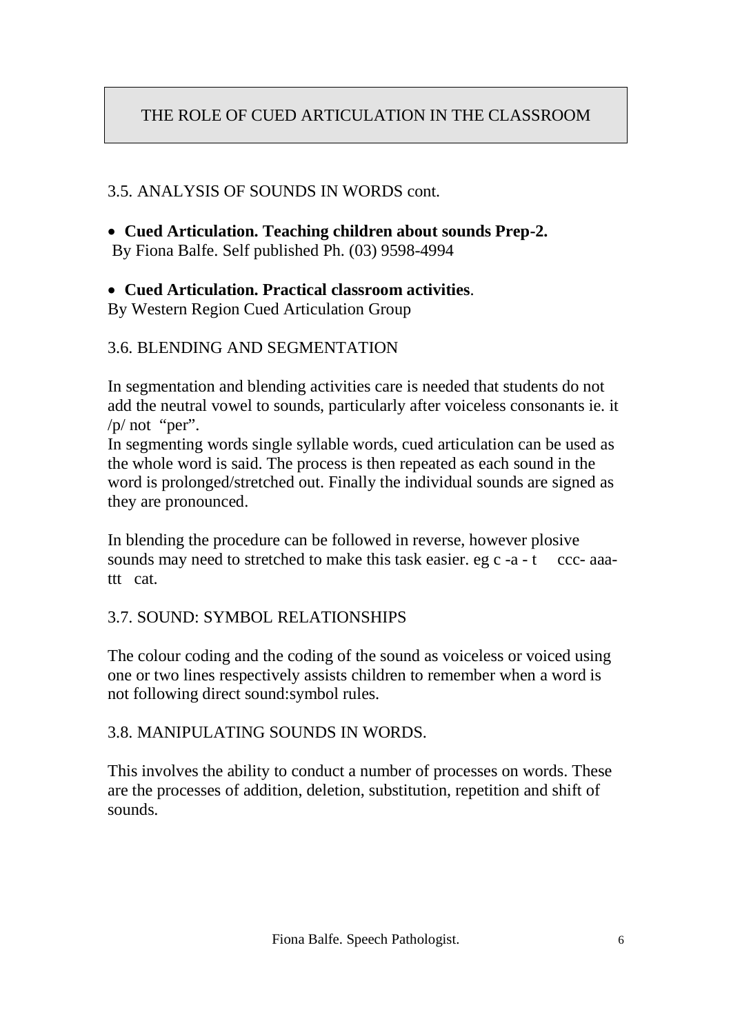THE ROLE OF CUED ARTICULATION IN THE CLASSROOM

3.5. ANALYSIS OF SOUNDS IN WORDS cont.

- **Cued Articulation. Teaching children about sounds Prep-2.**

By Fiona Balfe. Self published Ph. (03) 9598-4994

- **Cued Articulation. Practical classroom activities**.

By Western Region Cued Articulation Group

3.6. BLENDING AND SEGMENTATION

In segmentation and blending activities care is needed that students do not add the neutral vowel to sounds, particularly after voiceless consonants ie. it /p/ not "per".

In segmenting words single syllable words, cued articulation can be used as the whole word is said. The process is then repeated as each sound in the word is prolonged/stretched out. Finally the individual sounds are signed as they are pronounced.

In blending the procedure can be followed in reverse, however plosive sounds may need to stretched to make this task easier. eg c -a - t ccc- aaa-ttt cat.

3.7. SOUND: SYMBOL RELATIONSHIPS

The colour coding and the coding of the sound as voiceless or voiced using one or two lines respectively assists children to remember when a word is not following direct sound:symbol rules.

3.8. MANIPULATING SOUNDS IN WORDS.

This involves the ability to conduct a number of processes on words. These are the processes of addition, deletion, substitution, repetition and shift of sounds.

Fiona Balfe. Speech Pathologist.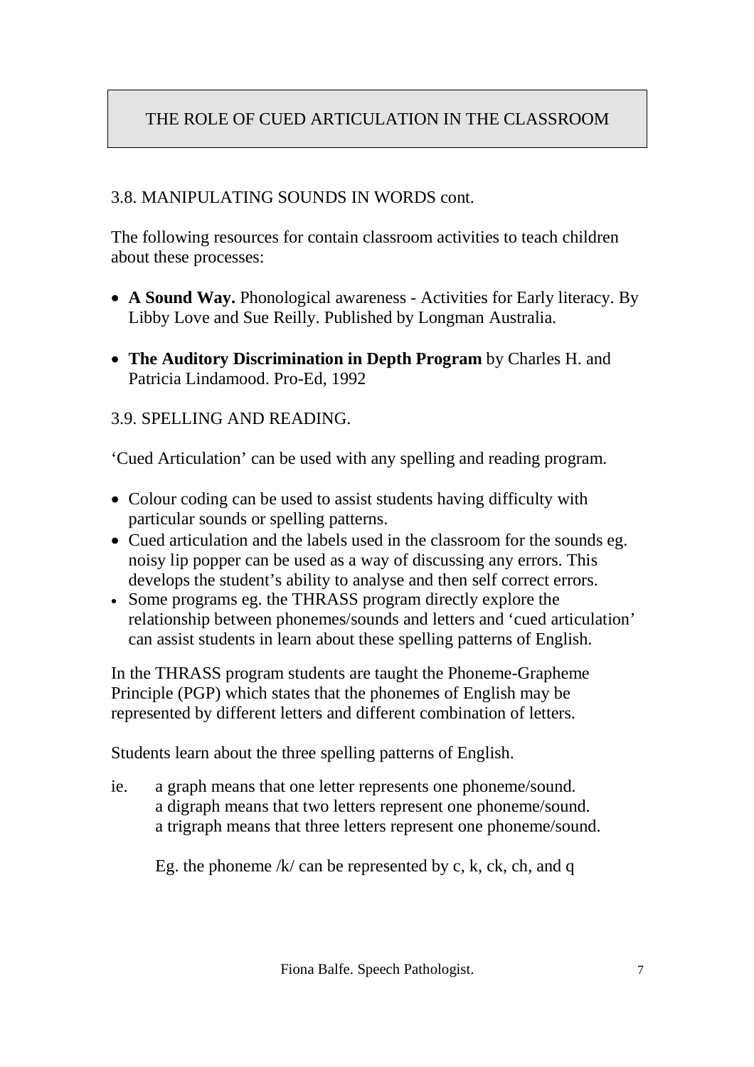# THE ROLE OF CUED ARTICULATION IN THE CLASSROOM

## 3.8. MANIPULATING SOUNDS IN WORDS cont.

The following resources for contain classroom activities to teach children about these processes:

- **A Sound Way.** Phonological awareness - Activities for Early literacy. By Libby Love and Sue Reilly. Published by Longman Australia.
- **The Auditory Discrimination in Depth Program** by Charles H. and Patricia Lindamood. Pro-Ed, 1992

## 3.9. SPELLING AND READING.

'Cued Articulation' can be used with any spelling and reading program.

- Colour coding can be used to assist students having difficulty with particular sounds or spelling patterns.
- Cued articulation and the labels used in the classroom for the sounds eg. noisy lip popper can be used as a way of discussing any errors. This develops the student's ability to analyse and then self correct errors.
- Some programs eg. the THRASS program directly explore the relationship between phonemes/sounds and letters and 'cued articulation' can assist students in learn about these spelling patterns of English.

In the THRASS program students are taught the Phoneme-Grapheme Principle (PGP) which states that the phonemes of English may be represented by different letters and different combination of letters.

Students learn about the three spelling patterns of English.

ie. a graph means that one letter represents one phoneme/sound.
a digraph means that two letters represent one phoneme/sound.
a trigraph means that three letters represent one phoneme/sound.

Eg. the phoneme /k/ can be represented by c, k, ck, ch, and q

Fiona Balfe. Speech Pathologist.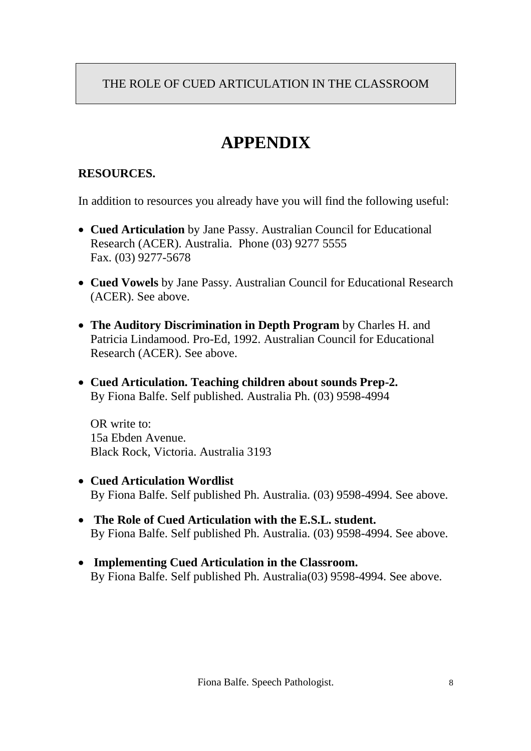THE ROLE OF CUED ARTICULATION IN THE CLASSROOM

# APPENDIX

**RESOURCES.**

In addition to resources you already have you will find the following useful:

- **Cued Articulation** by Jane Passy. Australian Council for Educational Research (ACER). Australia.  Phone (03) 9277 5555
  Fax. (03) 9277-5678

- **Cued Vowels** by Jane Passy. Australian Council for Educational Research (ACER). See above.

- **The Auditory Discrimination in Depth Program** by Charles H. and Patricia Lindamood. Pro-Ed, 1992. Australian Council for Educational Research (ACER). See above.

- **Cued Articulation. Teaching children about sounds Prep-2.**
  By Fiona Balfe. Self published. Australia Ph. (03) 9598-4994

  OR write to:
  15a Ebden Avenue.
  Black Rock, Victoria. Australia 3193

- **Cued Articulation Wordlist**
  By Fiona Balfe. Self published Ph. Australia. (03) 9598-4994. See above.

- **The Role of Cued Articulation with the E.S.L. student.**
  By Fiona Balfe. Self published Ph. Australia. (03) 9598-4994. See above.

- **Implementing Cued Articulation in the Classroom.**
  By Fiona Balfe. Self published Ph. Australia(03) 9598-4994. See above.

Fiona Balfe. Speech Pathologist.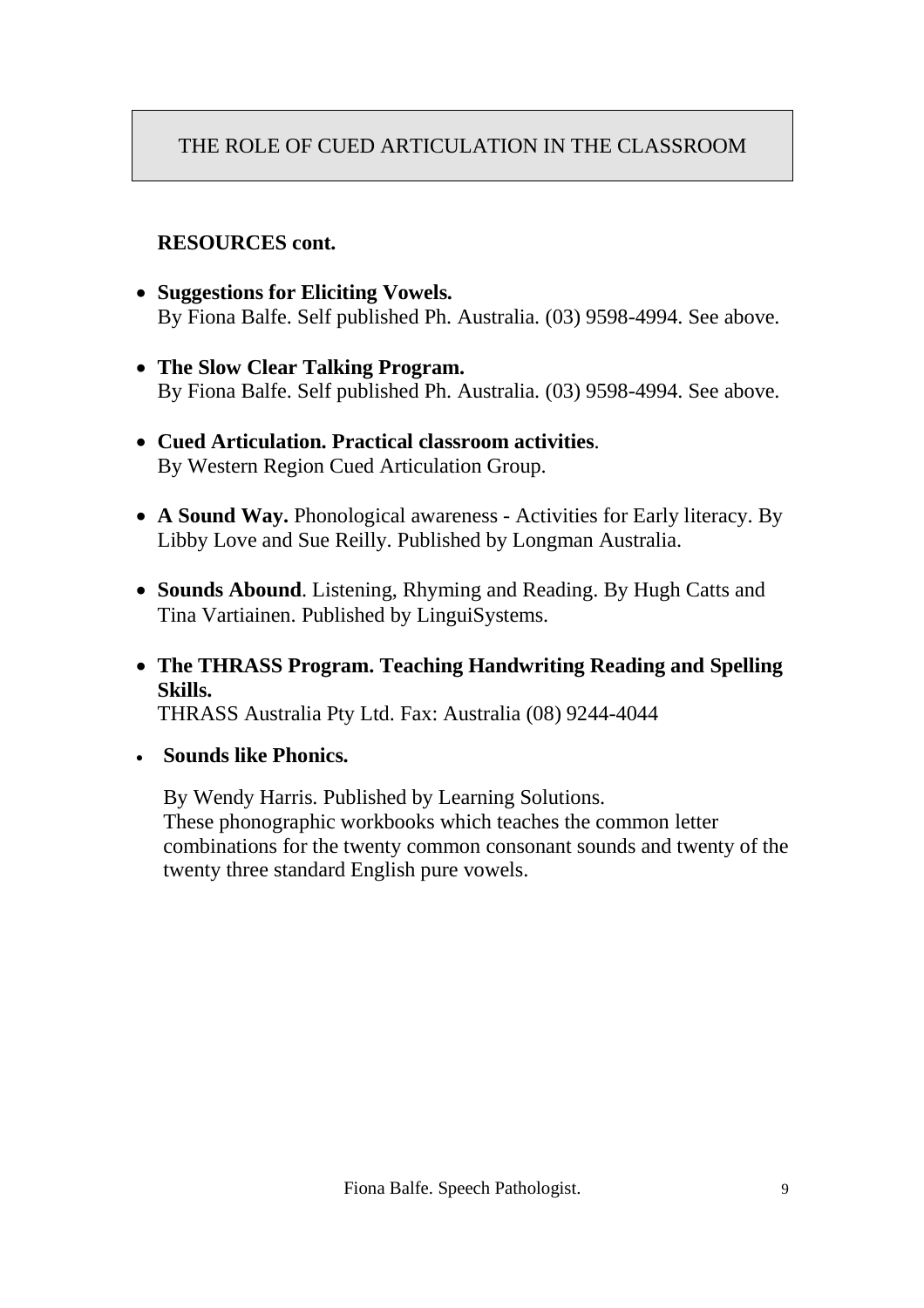THE ROLE OF CUED ARTICULATION IN THE CLASSROOM

**RESOURCES cont.**

- **Suggestions for Eliciting Vowels.**
  By Fiona Balfe. Self published Ph. Australia. (03) 9598-4994. See above.

- **The Slow Clear Talking Program.**
  By Fiona Balfe. Self published Ph. Australia. (03) 9598-4994. See above.

- **Cued Articulation. Practical classroom activities**.
  By Western Region Cued Articulation Group.

- **A Sound Way.** Phonological awareness - Activities for Early literacy. By Libby Love and Sue Reilly. Published by Longman Australia.

- **Sounds Abound**. Listening, Rhyming and Reading. By Hugh Catts and Tina Vartiainen. Published by LinguiSystems.

- **The THRASS Program. Teaching Handwriting Reading and Spelling Skills.**
  THRASS Australia Pty Ltd. Fax: Australia (08) 9244-4044

- **Sounds like Phonics.**

  By Wendy Harris. Published by Learning Solutions.
  These phonographic workbooks which teaches the common letter combinations for the twenty common consonant sounds and twenty of the twenty three standard English pure vowels.